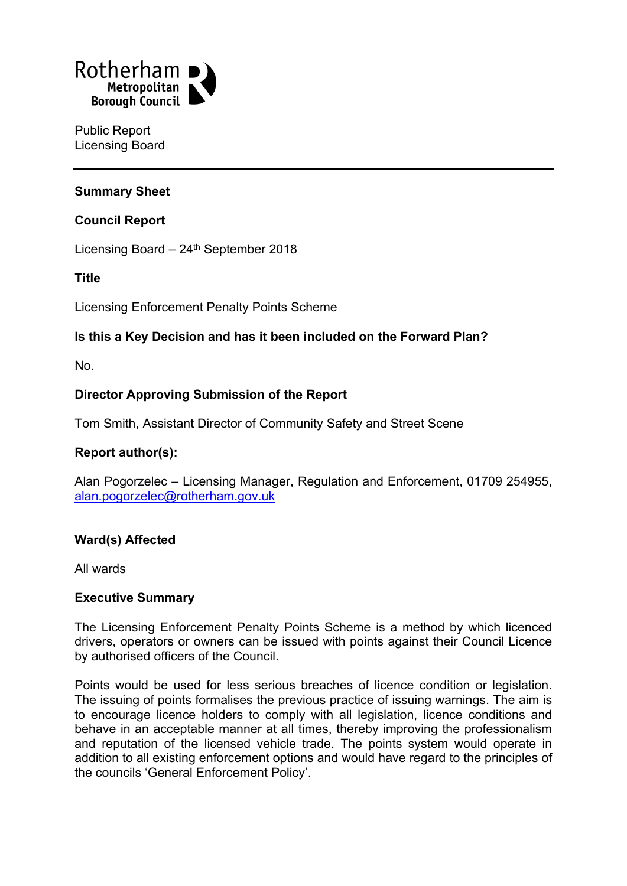Rotherham Metropolitan Borough Council

Public Report
Licensing Board

---

**Summary Sheet**

**Council Report**

Licensing Board – 24th September 2018

**Title**

Licensing Enforcement Penalty Points Scheme

**Is this a Key Decision and has it been included on the Forward Plan?**

No.

**Director Approving Submission of the Report**

Tom Smith, Assistant Director of Community Safety and Street Scene

**Report author(s):**

Alan Pogorzelec – Licensing Manager, Regulation and Enforcement, 01709 254955, alan.pogorzelec@rotherham.gov.uk

**Ward(s) Affected**

All wards

**Executive Summary**

The Licensing Enforcement Penalty Points Scheme is a method by which licenced drivers, operators or owners can be issued with points against their Council Licence by authorised officers of the Council.

Points would be used for less serious breaches of licence condition or legislation. The issuing of points formalises the previous practice of issuing warnings. The aim is to encourage licence holders to comply with all legislation, licence conditions and behave in an acceptable manner at all times, thereby improving the professionalism and reputation of the licensed vehicle trade. The points system would operate in addition to all existing enforcement options and would have regard to the principles of the councils 'General Enforcement Policy'.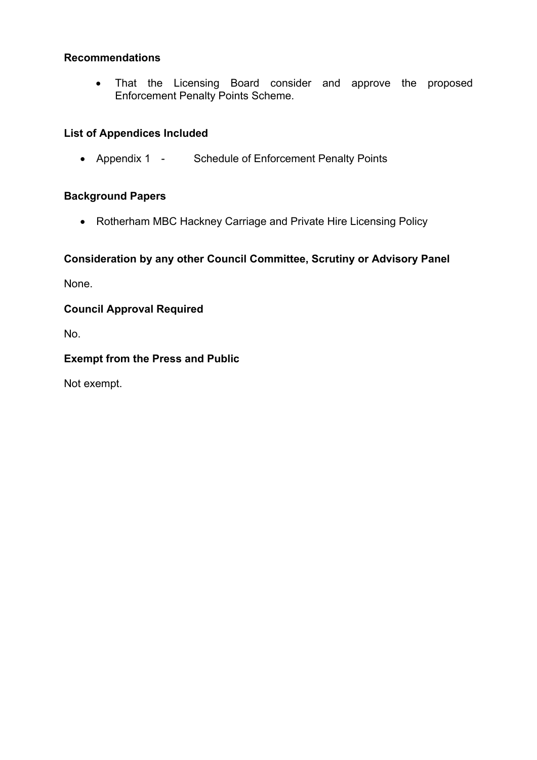**Recommendations**

- That the Licensing Board consider and approve the proposed Enforcement Penalty Points Scheme.

**List of Appendices Included**

- Appendix 1 - Schedule of Enforcement Penalty Points

**Background Papers**

- Rotherham MBC Hackney Carriage and Private Hire Licensing Policy

**Consideration by any other Council Committee, Scrutiny or Advisory Panel**

None.

**Council Approval Required**

No.

**Exempt from the Press and Public**

Not exempt.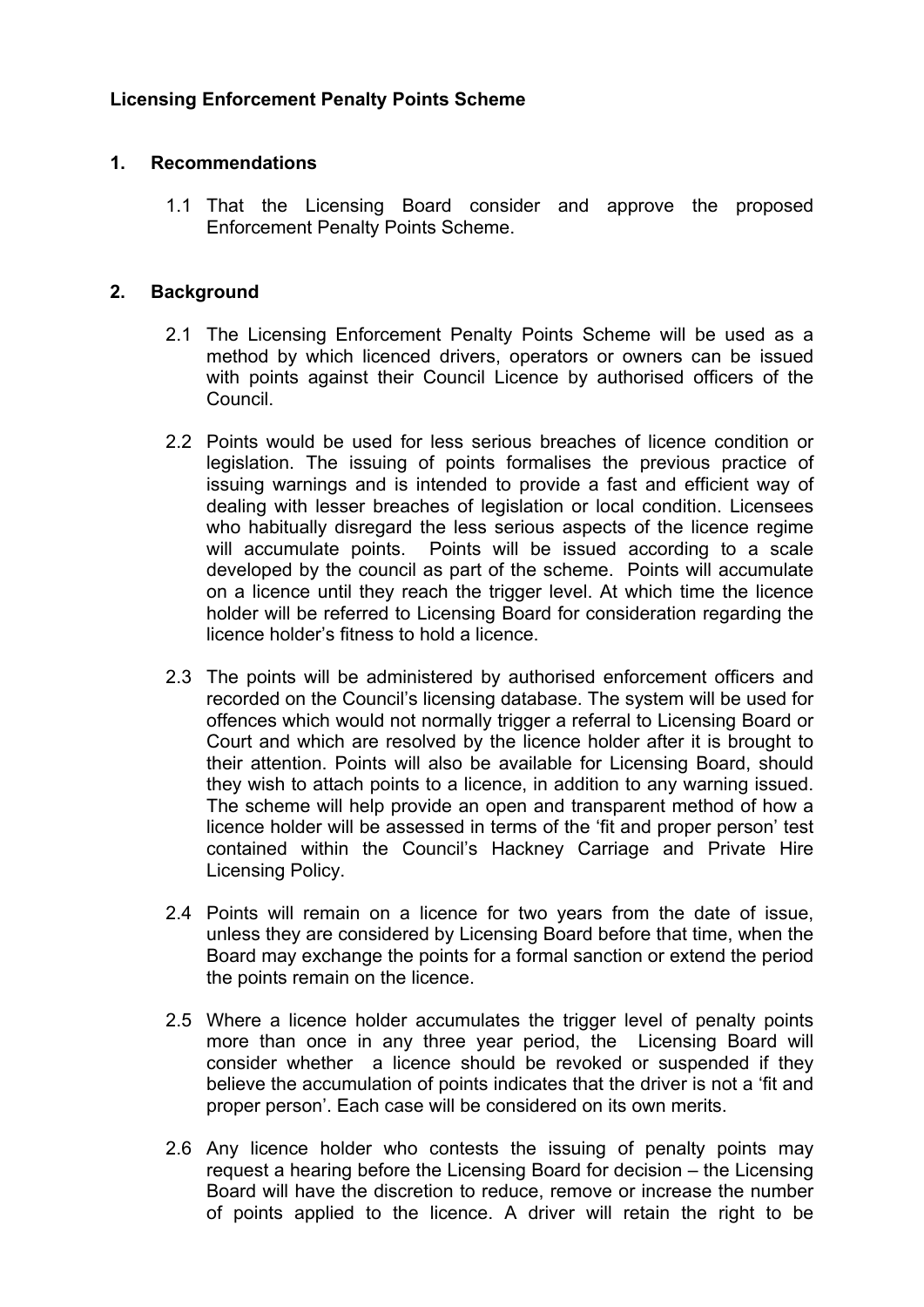**Licensing Enforcement Penalty Points Scheme**

**1. Recommendations**

1.1 That the Licensing Board consider and approve the proposed Enforcement Penalty Points Scheme.

**2. Background**

2.1 The Licensing Enforcement Penalty Points Scheme will be used as a method by which licenced drivers, operators or owners can be issued with points against their Council Licence by authorised officers of the Council.

2.2 Points would be used for less serious breaches of licence condition or legislation. The issuing of points formalises the previous practice of issuing warnings and is intended to provide a fast and efficient way of dealing with lesser breaches of legislation or local condition. Licensees who habitually disregard the less serious aspects of the licence regime will accumulate points. Points will be issued according to a scale developed by the council as part of the scheme. Points will accumulate on a licence until they reach the trigger level. At which time the licence holder will be referred to Licensing Board for consideration regarding the licence holder's fitness to hold a licence.

2.3 The points will be administered by authorised enforcement officers and recorded on the Council's licensing database. The system will be used for offences which would not normally trigger a referral to Licensing Board or Court and which are resolved by the licence holder after it is brought to their attention. Points will also be available for Licensing Board, should they wish to attach points to a licence, in addition to any warning issued. The scheme will help provide an open and transparent method of how a licence holder will be assessed in terms of the 'fit and proper person' test contained within the Council's Hackney Carriage and Private Hire Licensing Policy.

2.4 Points will remain on a licence for two years from the date of issue, unless they are considered by Licensing Board before that time, when the Board may exchange the points for a formal sanction or extend the period the points remain on the licence.

2.5 Where a licence holder accumulates the trigger level of penalty points more than once in any three year period, the Licensing Board will consider whether a licence should be revoked or suspended if they believe the accumulation of points indicates that the driver is not a 'fit and proper person'. Each case will be considered on its own merits.

2.6 Any licence holder who contests the issuing of penalty points may request a hearing before the Licensing Board for decision – the Licensing Board will have the discretion to reduce, remove or increase the number of points applied to the licence. A driver will retain the right to be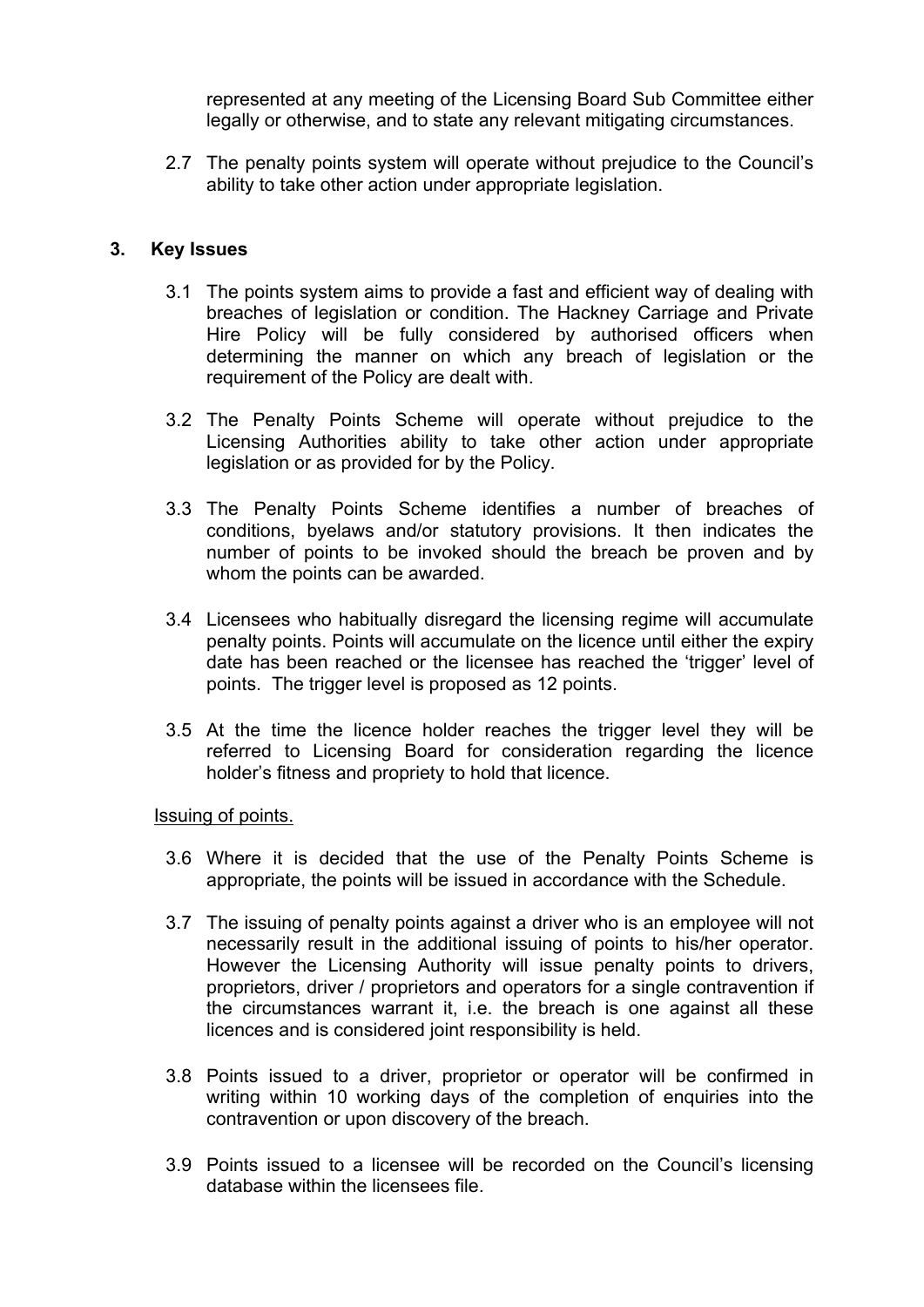represented at any meeting of the Licensing Board Sub Committee either legally or otherwise, and to state any relevant mitigating circumstances.

2.7 The penalty points system will operate without prejudice to the Council's ability to take other action under appropriate legislation.

## 3. Key Issues

3.1 The points system aims to provide a fast and efficient way of dealing with breaches of legislation or condition. The Hackney Carriage and Private Hire Policy will be fully considered by authorised officers when determining the manner on which any breach of legislation or the requirement of the Policy are dealt with.

3.2 The Penalty Points Scheme will operate without prejudice to the Licensing Authorities ability to take other action under appropriate legislation or as provided for by the Policy.

3.3 The Penalty Points Scheme identifies a number of breaches of conditions, byelaws and/or statutory provisions. It then indicates the number of points to be invoked should the breach be proven and by whom the points can be awarded.

3.4 Licensees who habitually disregard the licensing regime will accumulate penalty points. Points will accumulate on the licence until either the expiry date has been reached or the licensee has reached the 'trigger' level of points. The trigger level is proposed as 12 points.

3.5 At the time the licence holder reaches the trigger level they will be referred to Licensing Board for consideration regarding the licence holder's fitness and propriety to hold that licence.

Issuing of points.

3.6 Where it is decided that the use of the Penalty Points Scheme is appropriate, the points will be issued in accordance with the Schedule.

3.7 The issuing of penalty points against a driver who is an employee will not necessarily result in the additional issuing of points to his/her operator. However the Licensing Authority will issue penalty points to drivers, proprietors, driver / proprietors and operators for a single contravention if the circumstances warrant it, i.e. the breach is one against all these licences and is considered joint responsibility is held.

3.8 Points issued to a driver, proprietor or operator will be confirmed in writing within 10 working days of the completion of enquiries into the contravention or upon discovery of the breach.

3.9 Points issued to a licensee will be recorded on the Council's licensing database within the licensees file.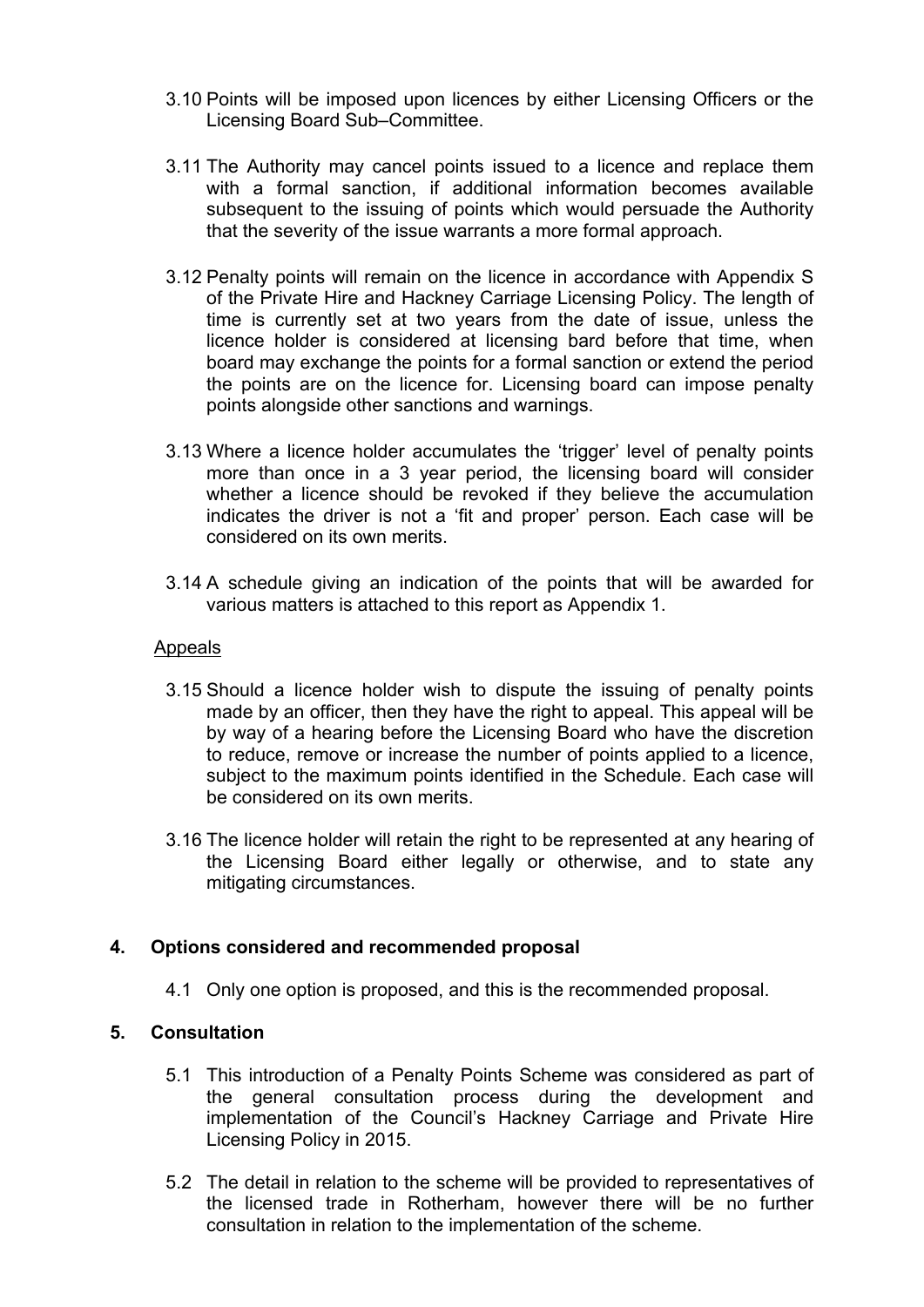3.10 Points will be imposed upon licences by either Licensing Officers or the Licensing Board Sub–Committee.

3.11 The Authority may cancel points issued to a licence and replace them with a formal sanction, if additional information becomes available subsequent to the issuing of points which would persuade the Authority that the severity of the issue warrants a more formal approach.

3.12 Penalty points will remain on the licence in accordance with Appendix S of the Private Hire and Hackney Carriage Licensing Policy. The length of time is currently set at two years from the date of issue, unless the licence holder is considered at licensing bard before that time, when board may exchange the points for a formal sanction or extend the period the points are on the licence for. Licensing board can impose penalty points alongside other sanctions and warnings.

3.13 Where a licence holder accumulates the 'trigger' level of penalty points more than once in a 3 year period, the licensing board will consider whether a licence should be revoked if they believe the accumulation indicates the driver is not a 'fit and proper' person. Each case will be considered on its own merits.

3.14 A schedule giving an indication of the points that will be awarded for various matters is attached to this report as Appendix 1.

Appeals

3.15 Should a licence holder wish to dispute the issuing of penalty points made by an officer, then they have the right to appeal. This appeal will be by way of a hearing before the Licensing Board who have the discretion to reduce, remove or increase the number of points applied to a licence, subject to the maximum points identified in the Schedule. Each case will be considered on its own merits.

3.16 The licence holder will retain the right to be represented at any hearing of the Licensing Board either legally or otherwise, and to state any mitigating circumstances.

## 4. Options considered and recommended proposal

4.1 Only one option is proposed, and this is the recommended proposal.

## 5. Consultation

5.1 This introduction of a Penalty Points Scheme was considered as part of the general consultation process during the development and implementation of the Council's Hackney Carriage and Private Hire Licensing Policy in 2015.

5.2 The detail in relation to the scheme will be provided to representatives of the licensed trade in Rotherham, however there will be no further consultation in relation to the implementation of the scheme.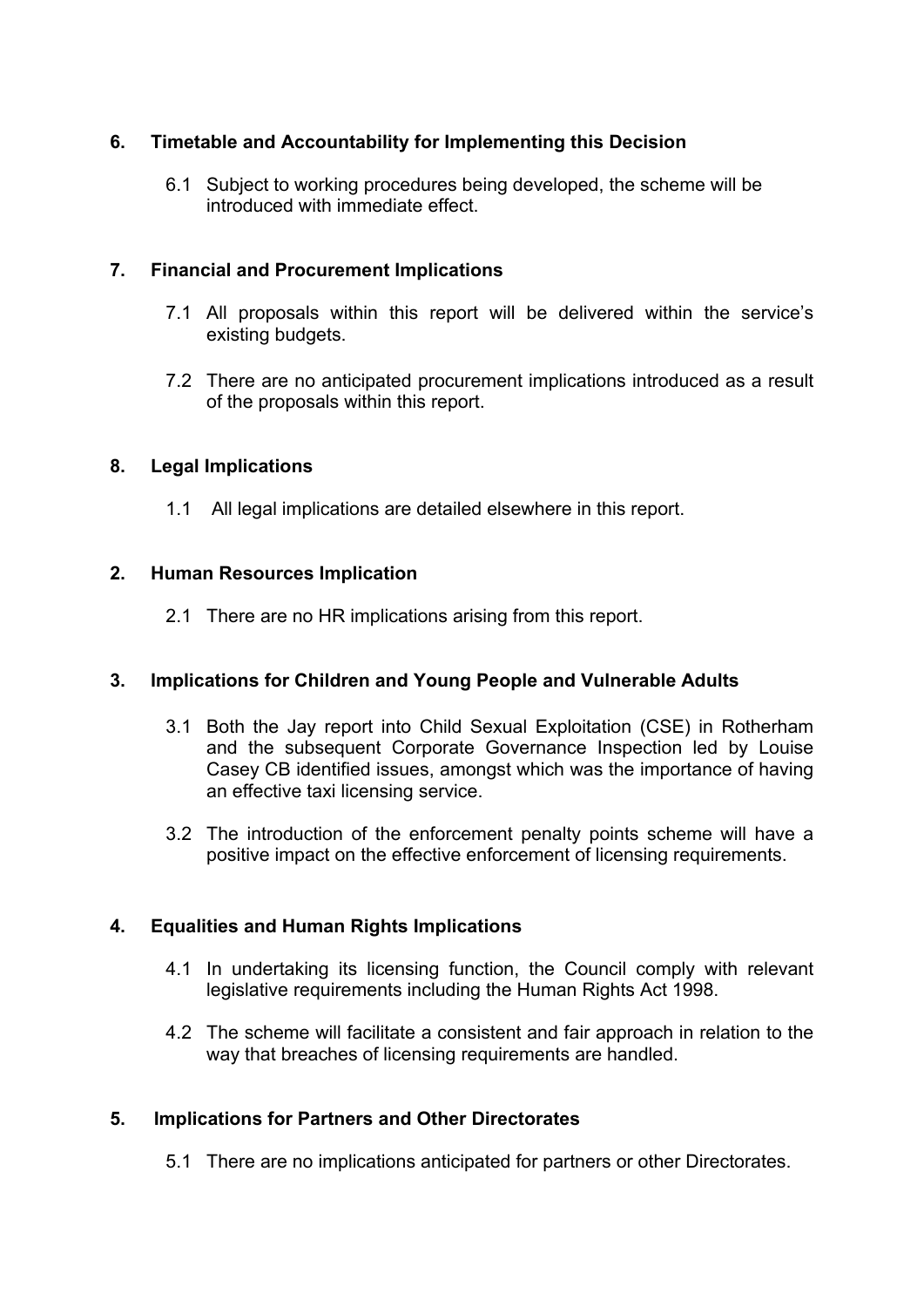## 6. Timetable and Accountability for Implementing this Decision

6.1 Subject to working procedures being developed, the scheme will be introduced with immediate effect.

## 7. Financial and Procurement Implications

7.1 All proposals within this report will be delivered within the service's existing budgets.

7.2 There are no anticipated procurement implications introduced as a result of the proposals within this report.

## 8. Legal Implications

1.1 All legal implications are detailed elsewhere in this report.

## 2. Human Resources Implication

2.1 There are no HR implications arising from this report.

## 3. Implications for Children and Young People and Vulnerable Adults

3.1 Both the Jay report into Child Sexual Exploitation (CSE) in Rotherham and the subsequent Corporate Governance Inspection led by Louise Casey CB identified issues, amongst which was the importance of having an effective taxi licensing service.

3.2 The introduction of the enforcement penalty points scheme will have a positive impact on the effective enforcement of licensing requirements.

## 4. Equalities and Human Rights Implications

4.1 In undertaking its licensing function, the Council comply with relevant legislative requirements including the Human Rights Act 1998.

4.2 The scheme will facilitate a consistent and fair approach in relation to the way that breaches of licensing requirements are handled.

## 5. Implications for Partners and Other Directorates

5.1 There are no implications anticipated for partners or other Directorates.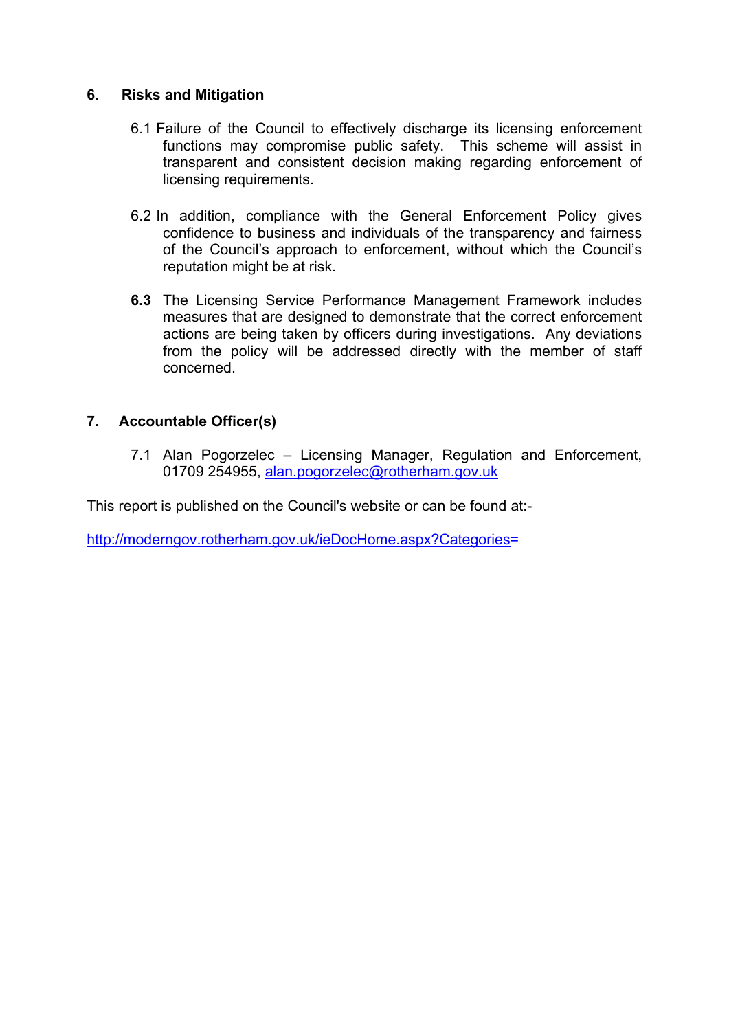## 6. Risks and Mitigation

6.1 Failure of the Council to effectively discharge its licensing enforcement functions may compromise public safety. This scheme will assist in transparent and consistent decision making regarding enforcement of licensing requirements.

6.2 In addition, compliance with the General Enforcement Policy gives confidence to business and individuals of the transparency and fairness of the Council's approach to enforcement, without which the Council's reputation might be at risk.

**6.3** The Licensing Service Performance Management Framework includes measures that are designed to demonstrate that the correct enforcement actions are being taken by officers during investigations. Any deviations from the policy will be addressed directly with the member of staff concerned.

## 7. Accountable Officer(s)

7.1 Alan Pogorzelec – Licensing Manager, Regulation and Enforcement, 01709 254955, alan.pogorzelec@rotherham.gov.uk

This report is published on the Council's website or can be found at:-

http://moderngov.rotherham.gov.uk/ieDocHome.aspx?Categories=